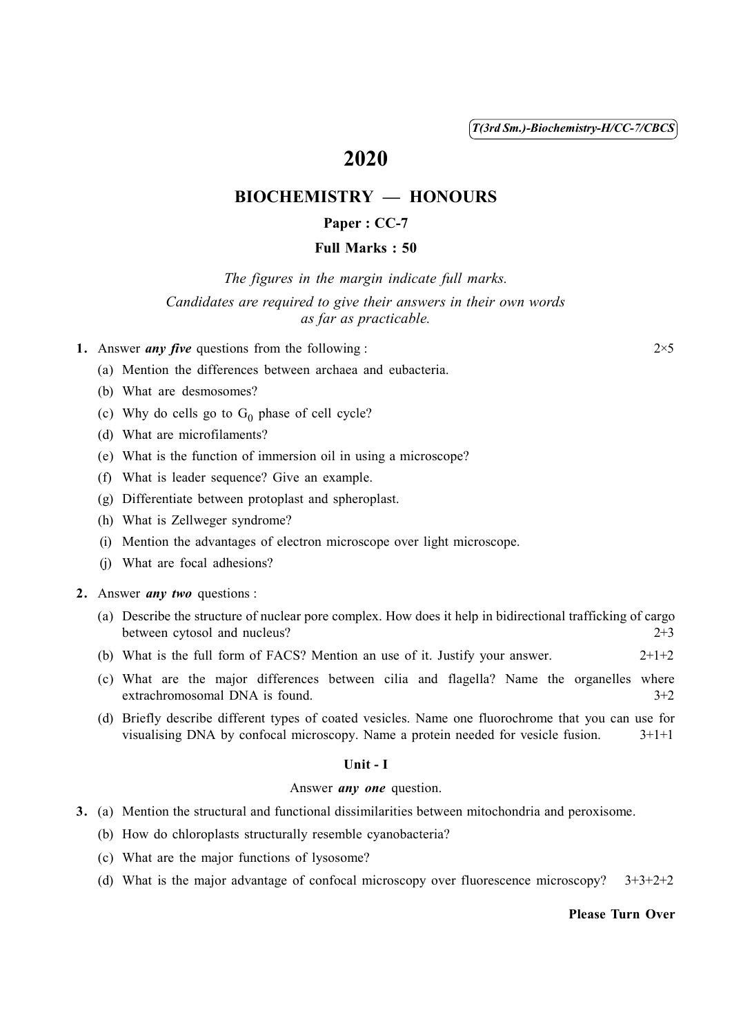T(3rd Sm.)-Biochemistry-H/CC-7/CBCS

# 2020

## BIOCHEMISTRY — HONOURS

### Paper : CC-7

### Full Marks : 50

*The figures in the margin indicate full marks.*

*Candidates are required to give their answers in their own words as far as practicable.*

**1.** Answer ***any five*** questions from the following : 2×5

(a) Mention the differences between archaea and eubacteria.

(b) What are desmosomes?

(c) Why do cells go to $G_0$ phase of cell cycle?

(d) What are microfilaments?

(e) What is the function of immersion oil in using a microscope?

(f) What is leader sequence? Give an example.

(g) Differentiate between protoplast and spheroplast.

(h) What is Zellweger syndrome?

(i) Mention the advantages of electron microscope over light microscope.

(j) What are focal adhesions?

**2.** Answer ***any two*** questions :

(a) Describe the structure of nuclear pore complex. How does it help in bidirectional trafficking of cargo between cytosol and nucleus? 2+3

(b) What is the full form of FACS? Mention an use of it. Justify your answer. 2+1+2

(c) What are the major differences between cilia and flagella? Name the organelles where extrachromosomal DNA is found. 3+2

(d) Briefly describe different types of coated vesicles. Name one fluorochrome that you can use for visualising DNA by confocal microscopy. Name a protein needed for vesicle fusion. 3+1+1

### Unit - I

Answer ***any one*** question.

**3.** (a) Mention the structural and functional dissimilarities between mitochondria and peroxisome.

(b) How do chloroplasts structurally resemble cyanobacteria?

(c) What are the major functions of lysosome?

(d) What is the major advantage of confocal microscopy over fluorescence microscopy? 3+3+2+2

**Please Turn Over**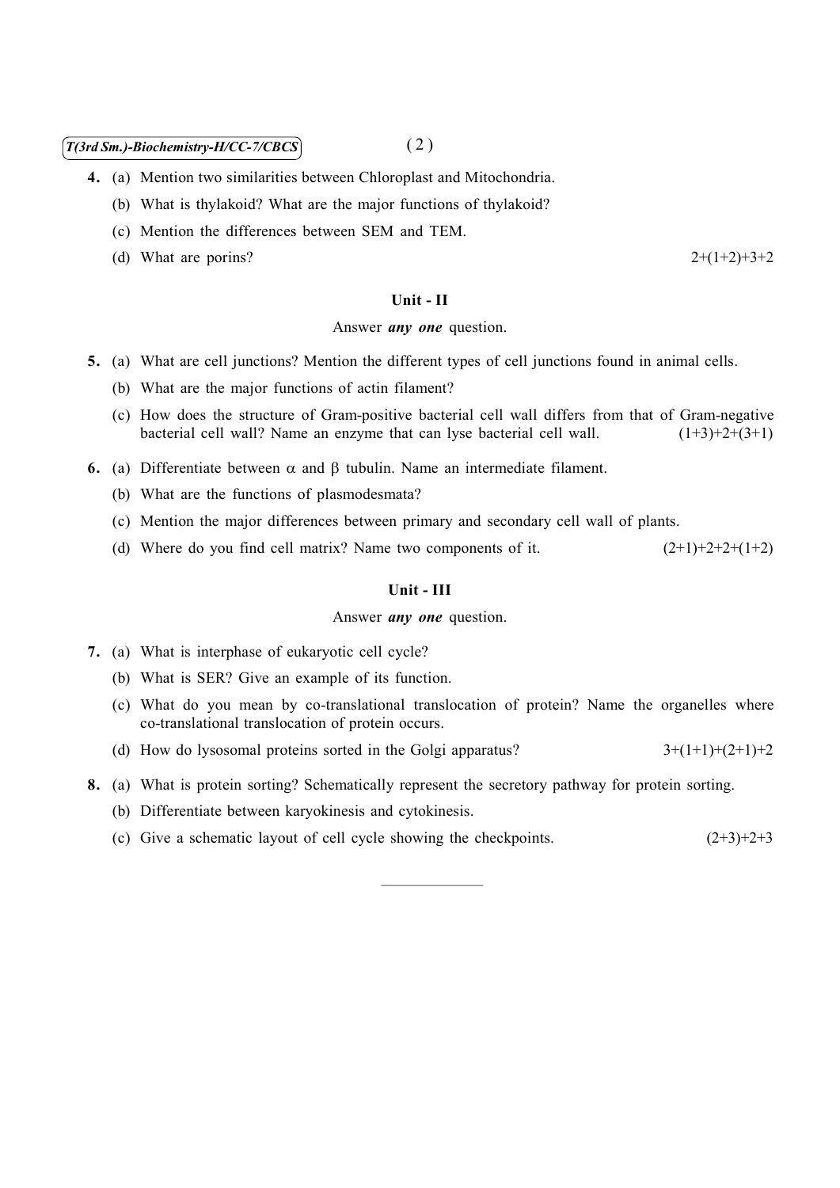4. (a) Mention two similarities between Chloroplast and Mitochondria.

   (b) What is thylakoid? What are the major functions of thylakoid?

   (c) Mention the differences between SEM and TEM.

   (d) What are porins? 2+(1+2)+3+2

### Unit - II

Answer ***any one*** question.

5. (a) What are cell junctions? Mention the different types of cell junctions found in animal cells.

   (b) What are the major functions of actin filament?

   (c) How does the structure of Gram-positive bacterial cell wall differs from that of Gram-negative bacterial cell wall? Name an enzyme that can lyse bacterial cell wall. (1+3)+2+(3+1)

6. (a) Differentiate between $\alpha$ and $\beta$ tubulin. Name an intermediate filament.

   (b) What are the functions of plasmodesmata?

   (c) Mention the major differences between primary and secondary cell wall of plants.

   (d) Where do you find cell matrix? Name two components of it. (2+1)+2+2+(1+2)

### Unit - III

Answer ***any one*** question.

7. (a) What is interphase of eukaryotic cell cycle?

   (b) What is SER? Give an example of its function.

   (c) What do you mean by co-translational translocation of protein? Name the organelles where co-translational translocation of protein occurs.

   (d) How do lysosomal proteins sorted in the Golgi apparatus? 3+(1+1)+(2+1)+2

8. (a) What is protein sorting? Schematically represent the secretory pathway for protein sorting.

   (b) Differentiate between karyokinesis and cytokinesis.

   (c) Give a schematic layout of cell cycle showing the checkpoints. (2+3)+2+3